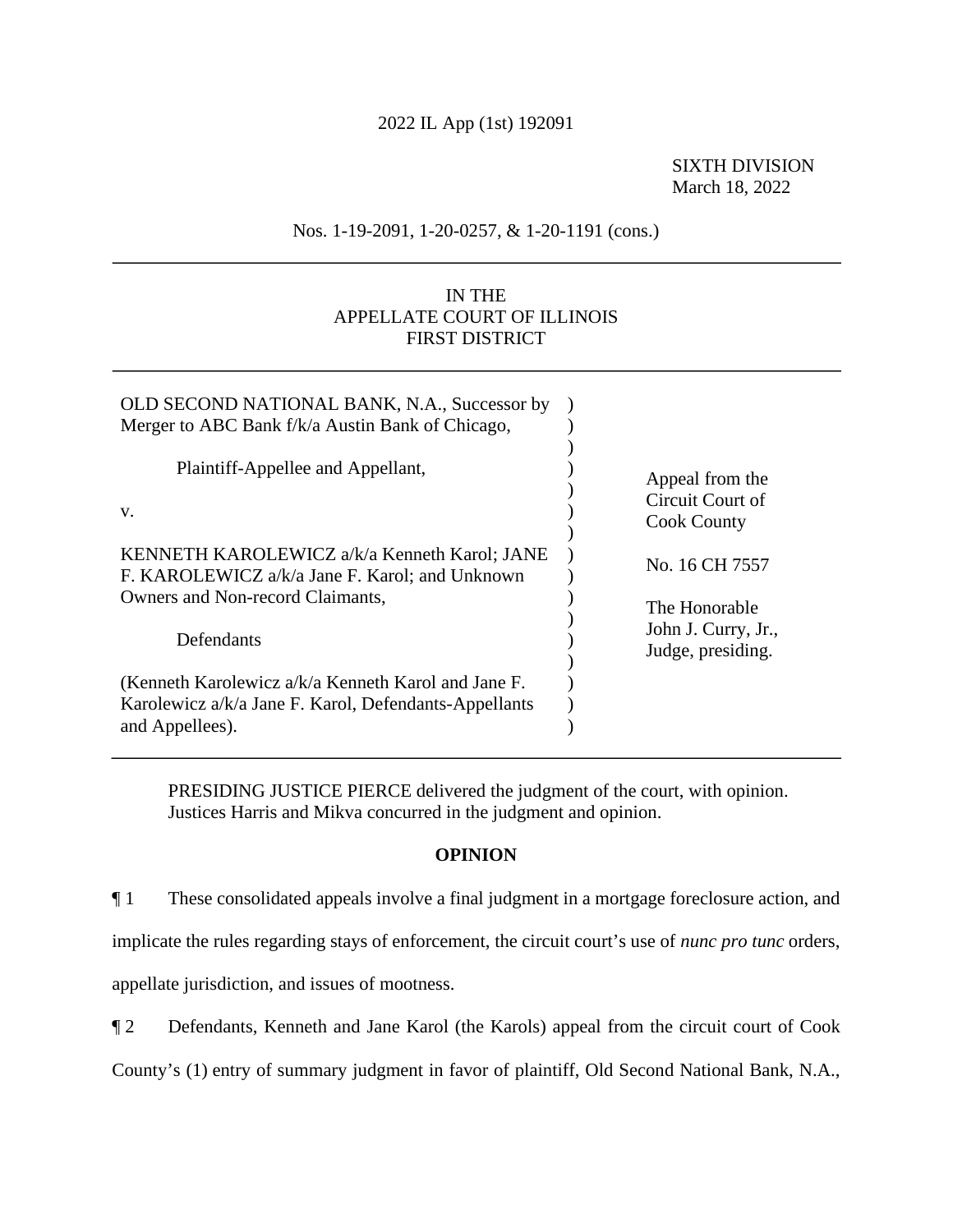2022 IL App (1st) 192091

SIXTH DIVISION
March 18, 2022

Nos. 1-19-2091, 1-20-0257, & 1-20-1191 (cons.)

---

IN THE
APPELLATE COURT OF ILLINOIS
FIRST DISTRICT

---

| | |
|---|---|
| OLD SECOND NATIONAL BANK, N.A., Successor by Merger to ABC Bank f/k/a Austin Bank of Chicago,<br><br>Plaintiff-Appellee and Appellant,<br><br>v.<br><br>KENNETH KAROLEWICZ a/k/a Kenneth Karol; JANE F. KAROLEWICZ a/k/a Jane F. Karol; and Unknown Owners and Non-record Claimants,<br><br>Defendants<br><br>(Kenneth Karolewicz a/k/a Kenneth Karol and Jane F. Karolewicz a/k/a Jane F. Karol, Defendants-Appellants and Appellees). | Appeal from the Circuit Court of Cook County<br><br>No. 16 CH 7557<br><br>The Honorable John J. Curry, Jr., Judge, presiding. |

---

PRESIDING JUSTICE PIERCE delivered the judgment of the court, with opinion.
Justices Harris and Mikva concurred in the judgment and opinion.

**OPINION**

¶ 1 These consolidated appeals involve a final judgment in a mortgage foreclosure action, and implicate the rules regarding stays of enforcement, the circuit court's use of *nunc pro tunc* orders, appellate jurisdiction, and issues of mootness.

¶ 2 Defendants, Kenneth and Jane Karol (the Karols) appeal from the circuit court of Cook County's (1) entry of summary judgment in favor of plaintiff, Old Second National Bank, N.A.,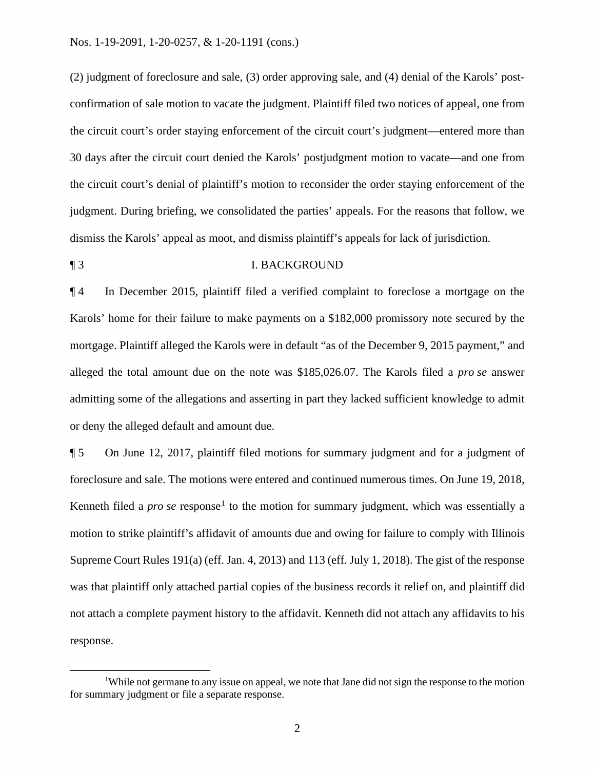(2) judgment of foreclosure and sale, (3) order approving sale, and (4) denial of the Karols' post-confirmation of sale motion to vacate the judgment. Plaintiff filed two notices of appeal, one from the circuit court's order staying enforcement of the circuit court's judgment—entered more than 30 days after the circuit court denied the Karols' postjudgment motion to vacate—and one from the circuit court's denial of plaintiff's motion to reconsider the order staying enforcement of the judgment. During briefing, we consolidated the parties' appeals. For the reasons that follow, we dismiss the Karols' appeal as moot, and dismiss plaintiff's appeals for lack of jurisdiction.

¶ 3 I. BACKGROUND

¶ 4 In December 2015, plaintiff filed a verified complaint to foreclose a mortgage on the Karols' home for their failure to make payments on a $182,000 promissory note secured by the mortgage. Plaintiff alleged the Karols were in default "as of the December 9, 2015 payment," and alleged the total amount due on the note was $185,026.07. The Karols filed a *pro se* answer admitting some of the allegations and asserting in part they lacked sufficient knowledge to admit or deny the alleged default and amount due.

¶ 5 On June 12, 2017, plaintiff filed motions for summary judgment and for a judgment of foreclosure and sale. The motions were entered and continued numerous times. On June 19, 2018, Kenneth filed a *pro se* response[1] to the motion for summary judgment, which was essentially a motion to strike plaintiff's affidavit of amounts due and owing for failure to comply with Illinois Supreme Court Rules 191(a) (eff. Jan. 4, 2013) and 113 (eff. July 1, 2018). The gist of the response was that plaintiff only attached partial copies of the business records it relief on, and plaintiff did not attach a complete payment history to the affidavit. Kenneth did not attach any affidavits to his response.

[1]While not germane to any issue on appeal, we note that Jane did not sign the response to the motion for summary judgment or file a separate response.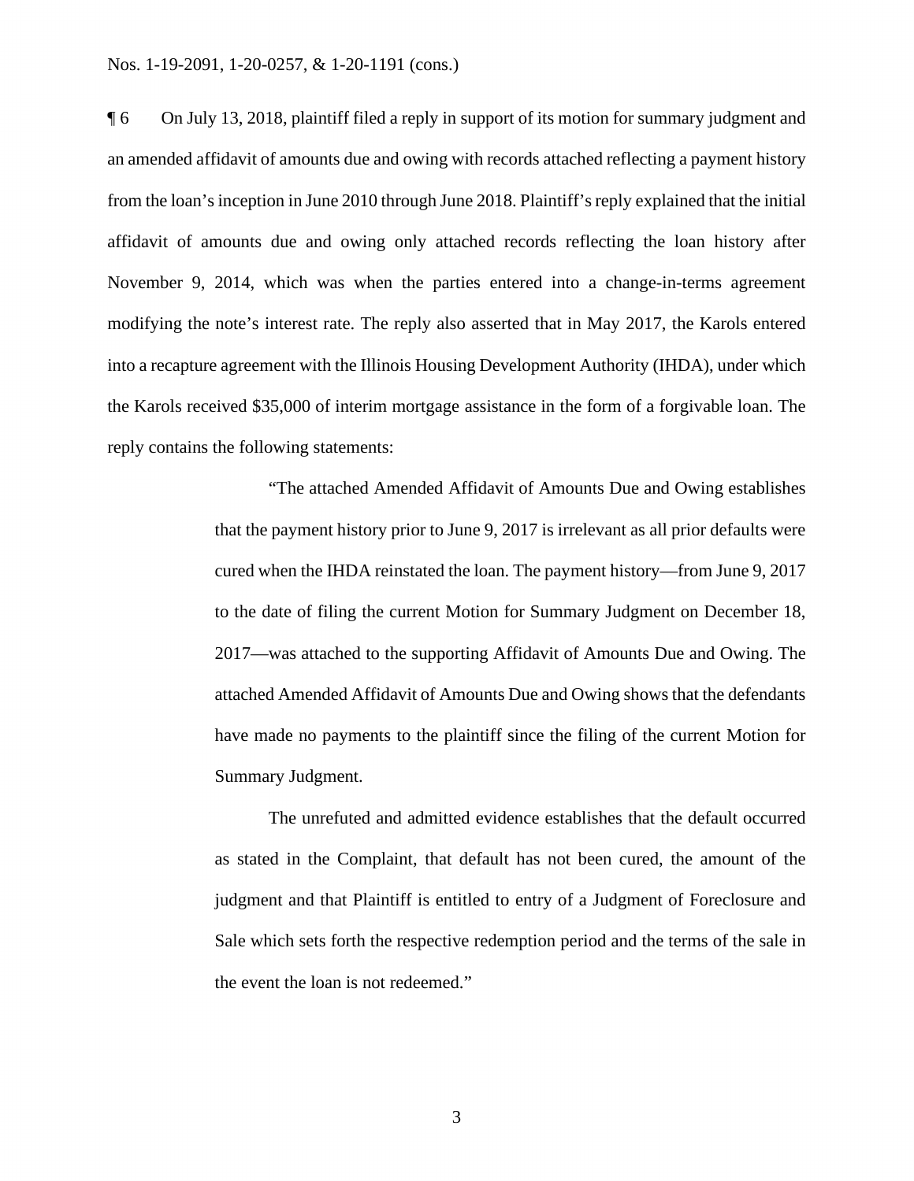¶ 6 On July 13, 2018, plaintiff filed a reply in support of its motion for summary judgment and an amended affidavit of amounts due and owing with records attached reflecting a payment history from the loan's inception in June 2010 through June 2018. Plaintiff's reply explained that the initial affidavit of amounts due and owing only attached records reflecting the loan history after November 9, 2014, which was when the parties entered into a change-in-terms agreement modifying the note's interest rate. The reply also asserted that in May 2017, the Karols entered into a recapture agreement with the Illinois Housing Development Authority (IHDA), under which the Karols received $35,000 of interim mortgage assistance in the form of a forgivable loan. The reply contains the following statements:

> "The attached Amended Affidavit of Amounts Due and Owing establishes that the payment history prior to June 9, 2017 is irrelevant as all prior defaults were cured when the IHDA reinstated the loan. The payment history—from June 9, 2017 to the date of filing the current Motion for Summary Judgment on December 18, 2017—was attached to the supporting Affidavit of Amounts Due and Owing. The attached Amended Affidavit of Amounts Due and Owing shows that the defendants have made no payments to the plaintiff since the filing of the current Motion for Summary Judgment.
>
> The unrefuted and admitted evidence establishes that the default occurred as stated in the Complaint, that default has not been cured, the amount of the judgment and that Plaintiff is entitled to entry of a Judgment of Foreclosure and Sale which sets forth the respective redemption period and the terms of the sale in the event the loan is not redeemed."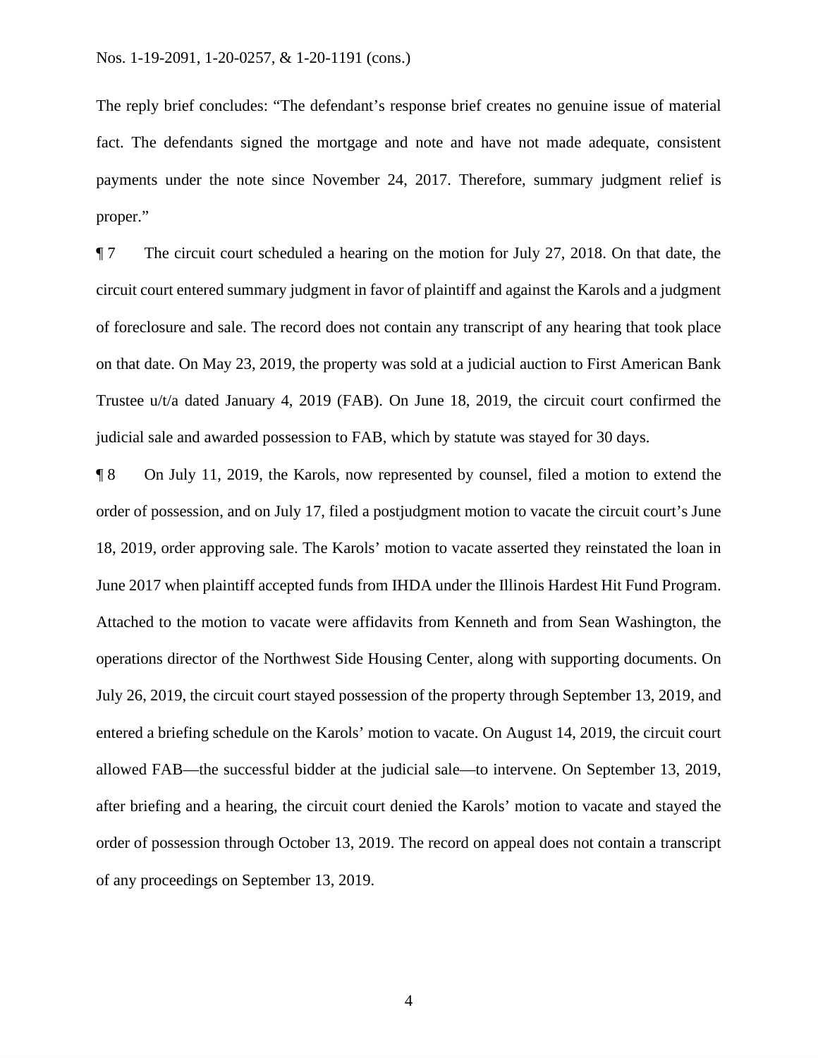The reply brief concludes: "The defendant's response brief creates no genuine issue of material fact. The defendants signed the mortgage and note and have not made adequate, consistent payments under the note since November 24, 2017. Therefore, summary judgment relief is proper."

¶ 7 The circuit court scheduled a hearing on the motion for July 27, 2018. On that date, the circuit court entered summary judgment in favor of plaintiff and against the Karols and a judgment of foreclosure and sale. The record does not contain any transcript of any hearing that took place on that date. On May 23, 2019, the property was sold at a judicial auction to First American Bank Trustee u/t/a dated January 4, 2019 (FAB). On June 18, 2019, the circuit court confirmed the judicial sale and awarded possession to FAB, which by statute was stayed for 30 days.

¶ 8 On July 11, 2019, the Karols, now represented by counsel, filed a motion to extend the order of possession, and on July 17, filed a postjudgment motion to vacate the circuit court's June 18, 2019, order approving sale. The Karols' motion to vacate asserted they reinstated the loan in June 2017 when plaintiff accepted funds from IHDA under the Illinois Hardest Hit Fund Program. Attached to the motion to vacate were affidavits from Kenneth and from Sean Washington, the operations director of the Northwest Side Housing Center, along with supporting documents. On July 26, 2019, the circuit court stayed possession of the property through September 13, 2019, and entered a briefing schedule on the Karols' motion to vacate. On August 14, 2019, the circuit court allowed FAB—the successful bidder at the judicial sale—to intervene. On September 13, 2019, after briefing and a hearing, the circuit court denied the Karols' motion to vacate and stayed the order of possession through October 13, 2019. The record on appeal does not contain a transcript of any proceedings on September 13, 2019.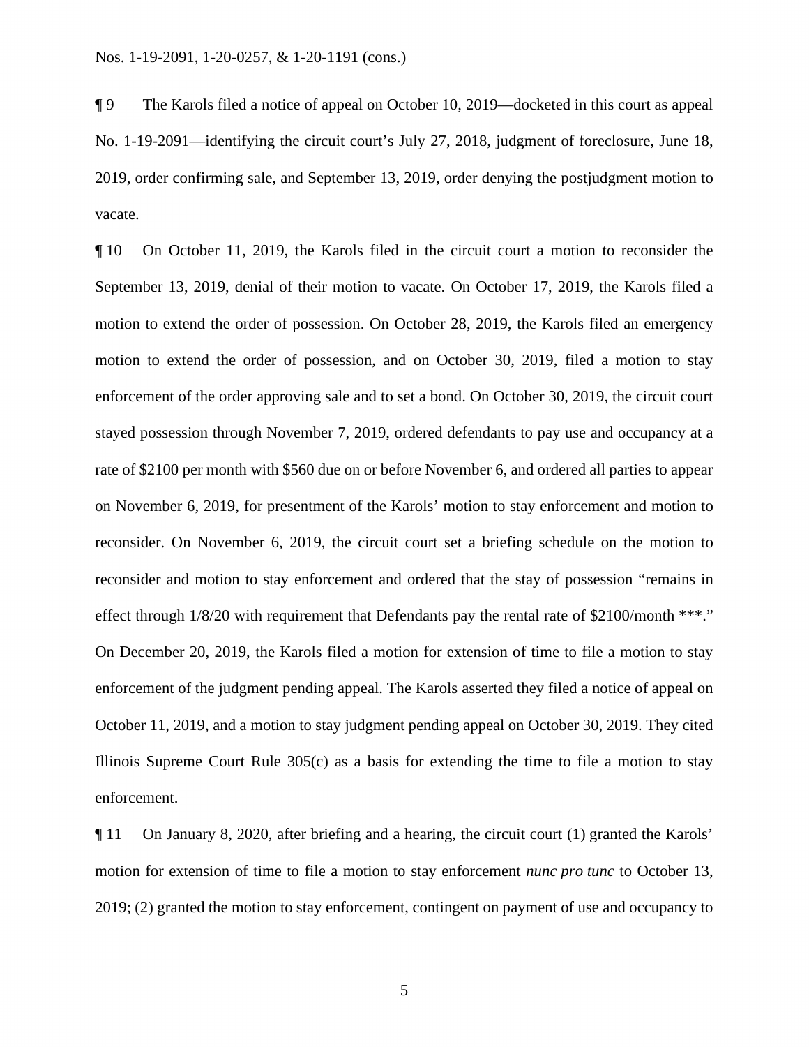¶ 9 The Karols filed a notice of appeal on October 10, 2019—docketed in this court as appeal No. 1-19-2091—identifying the circuit court's July 27, 2018, judgment of foreclosure, June 18, 2019, order confirming sale, and September 13, 2019, order denying the postjudgment motion to vacate.

¶ 10 On October 11, 2019, the Karols filed in the circuit court a motion to reconsider the September 13, 2019, denial of their motion to vacate. On October 17, 2019, the Karols filed a motion to extend the order of possession. On October 28, 2019, the Karols filed an emergency motion to extend the order of possession, and on October 30, 2019, filed a motion to stay enforcement of the order approving sale and to set a bond. On October 30, 2019, the circuit court stayed possession through November 7, 2019, ordered defendants to pay use and occupancy at a rate of $2100 per month with $560 due on or before November 6, and ordered all parties to appear on November 6, 2019, for presentment of the Karols' motion to stay enforcement and motion to reconsider. On November 6, 2019, the circuit court set a briefing schedule on the motion to reconsider and motion to stay enforcement and ordered that the stay of possession "remains in effect through 1/8/20 with requirement that Defendants pay the rental rate of $2100/month ***." On December 20, 2019, the Karols filed a motion for extension of time to file a motion to stay enforcement of the judgment pending appeal. The Karols asserted they filed a notice of appeal on October 11, 2019, and a motion to stay judgment pending appeal on October 30, 2019. They cited Illinois Supreme Court Rule 305(c) as a basis for extending the time to file a motion to stay enforcement.

¶ 11 On January 8, 2020, after briefing and a hearing, the circuit court (1) granted the Karols' motion for extension of time to file a motion to stay enforcement *nunc pro tunc* to October 13, 2019; (2) granted the motion to stay enforcement, contingent on payment of use and occupancy to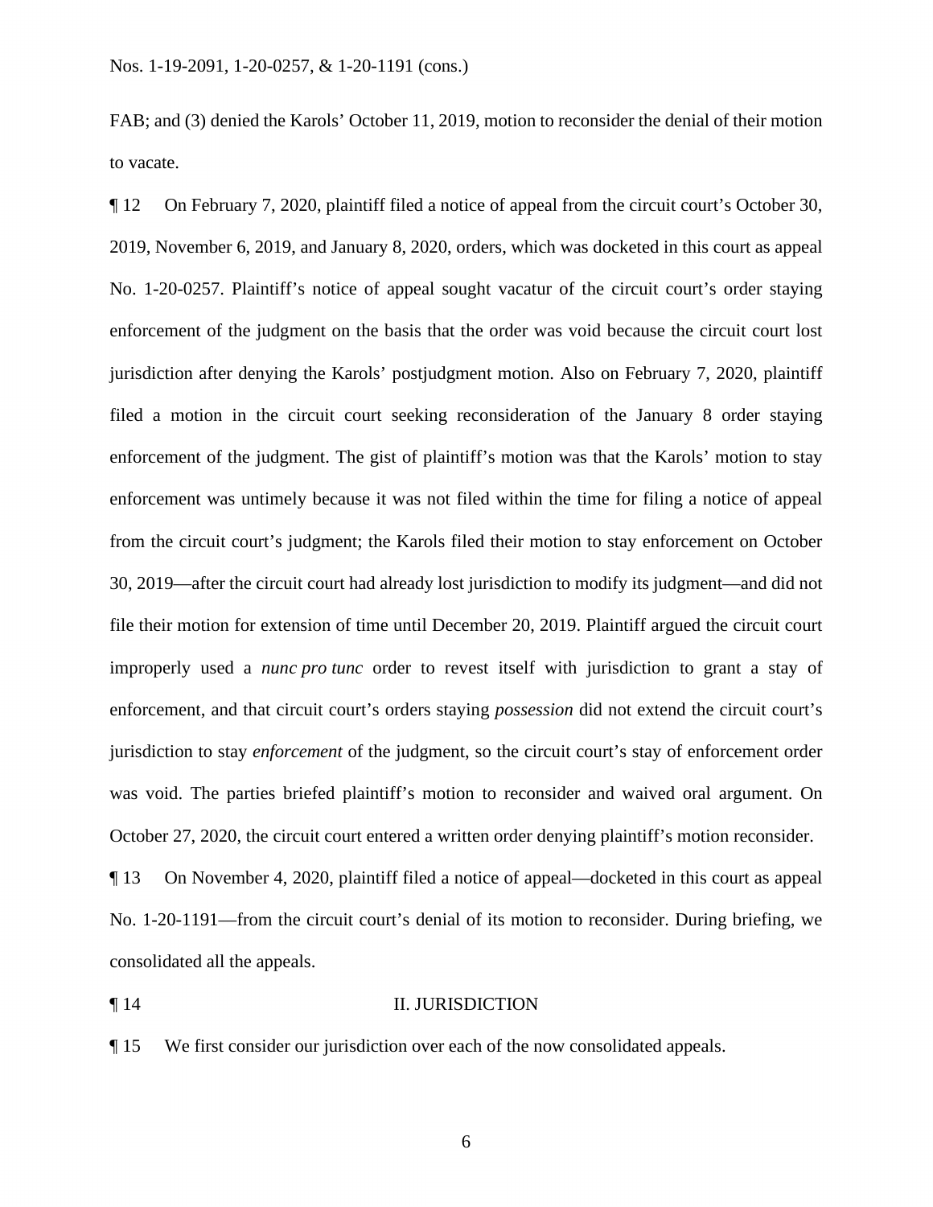FAB; and (3) denied the Karols' October 11, 2019, motion to reconsider the denial of their motion to vacate.

¶ 12 On February 7, 2020, plaintiff filed a notice of appeal from the circuit court's October 30, 2019, November 6, 2019, and January 8, 2020, orders, which was docketed in this court as appeal No. 1-20-0257. Plaintiff's notice of appeal sought vacatur of the circuit court's order staying enforcement of the judgment on the basis that the order was void because the circuit court lost jurisdiction after denying the Karols' postjudgment motion. Also on February 7, 2020, plaintiff filed a motion in the circuit court seeking reconsideration of the January 8 order staying enforcement of the judgment. The gist of plaintiff's motion was that the Karols' motion to stay enforcement was untimely because it was not filed within the time for filing a notice of appeal from the circuit court's judgment; the Karols filed their motion to stay enforcement on October 30, 2019—after the circuit court had already lost jurisdiction to modify its judgment—and did not file their motion for extension of time until December 20, 2019. Plaintiff argued the circuit court improperly used a *nunc pro tunc* order to revest itself with jurisdiction to grant a stay of enforcement, and that circuit court's orders staying *possession* did not extend the circuit court's jurisdiction to stay *enforcement* of the judgment, so the circuit court's stay of enforcement order was void. The parties briefed plaintiff's motion to reconsider and waived oral argument. On October 27, 2020, the circuit court entered a written order denying plaintiff's motion reconsider.

¶ 13 On November 4, 2020, plaintiff filed a notice of appeal—docketed in this court as appeal No. 1-20-1191—from the circuit court's denial of its motion to reconsider. During briefing, we consolidated all the appeals.

## ¶ 14 II. JURISDICTION

¶ 15 We first consider our jurisdiction over each of the now consolidated appeals.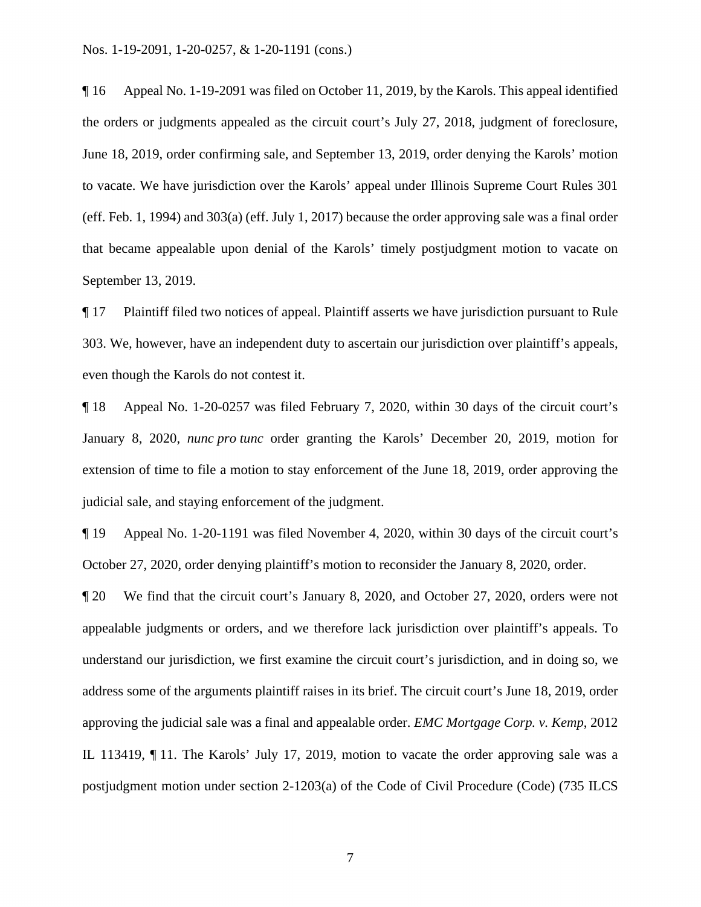¶ 16 Appeal No. 1-19-2091 was filed on October 11, 2019, by the Karols. This appeal identified the orders or judgments appealed as the circuit court's July 27, 2018, judgment of foreclosure, June 18, 2019, order confirming sale, and September 13, 2019, order denying the Karols' motion to vacate. We have jurisdiction over the Karols' appeal under Illinois Supreme Court Rules 301 (eff. Feb. 1, 1994) and 303(a) (eff. July 1, 2017) because the order approving sale was a final order that became appealable upon denial of the Karols' timely postjudgment motion to vacate on September 13, 2019.

¶ 17 Plaintiff filed two notices of appeal. Plaintiff asserts we have jurisdiction pursuant to Rule 303. We, however, have an independent duty to ascertain our jurisdiction over plaintiff's appeals, even though the Karols do not contest it.

¶ 18 Appeal No. 1-20-0257 was filed February 7, 2020, within 30 days of the circuit court's January 8, 2020, *nunc pro tunc* order granting the Karols' December 20, 2019, motion for extension of time to file a motion to stay enforcement of the June 18, 2019, order approving the judicial sale, and staying enforcement of the judgment.

¶ 19 Appeal No. 1-20-1191 was filed November 4, 2020, within 30 days of the circuit court's October 27, 2020, order denying plaintiff's motion to reconsider the January 8, 2020, order.

¶ 20 We find that the circuit court's January 8, 2020, and October 27, 2020, orders were not appealable judgments or orders, and we therefore lack jurisdiction over plaintiff's appeals. To understand our jurisdiction, we first examine the circuit court's jurisdiction, and in doing so, we address some of the arguments plaintiff raises in its brief. The circuit court's June 18, 2019, order approving the judicial sale was a final and appealable order. *EMC Mortgage Corp. v. Kemp*, 2012 IL 113419, ¶ 11. The Karols' July 17, 2019, motion to vacate the order approving sale was a postjudgment motion under section 2-1203(a) of the Code of Civil Procedure (Code) (735 ILCS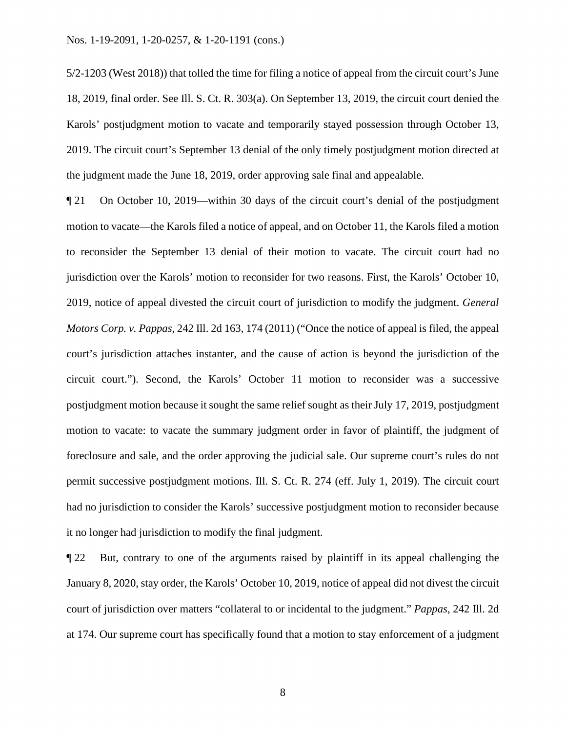5/2-1203 (West 2018)) that tolled the time for filing a notice of appeal from the circuit court's June 18, 2019, final order. See Ill. S. Ct. R. 303(a). On September 13, 2019, the circuit court denied the Karols' postjudgment motion to vacate and temporarily stayed possession through October 13, 2019. The circuit court's September 13 denial of the only timely postjudgment motion directed at the judgment made the June 18, 2019, order approving sale final and appealable.

¶ 21 On October 10, 2019—within 30 days of the circuit court's denial of the postjudgment motion to vacate—the Karols filed a notice of appeal, and on October 11, the Karols filed a motion to reconsider the September 13 denial of their motion to vacate. The circuit court had no jurisdiction over the Karols' motion to reconsider for two reasons. First, the Karols' October 10, 2019, notice of appeal divested the circuit court of jurisdiction to modify the judgment. *General Motors Corp. v. Pappas*, 242 Ill. 2d 163, 174 (2011) ("Once the notice of appeal is filed, the appeal court's jurisdiction attaches instanter, and the cause of action is beyond the jurisdiction of the circuit court."). Second, the Karols' October 11 motion to reconsider was a successive postjudgment motion because it sought the same relief sought as their July 17, 2019, postjudgment motion to vacate: to vacate the summary judgment order in favor of plaintiff, the judgment of foreclosure and sale, and the order approving the judicial sale. Our supreme court's rules do not permit successive postjudgment motions. Ill. S. Ct. R. 274 (eff. July 1, 2019). The circuit court had no jurisdiction to consider the Karols' successive postjudgment motion to reconsider because it no longer had jurisdiction to modify the final judgment.

¶ 22 But, contrary to one of the arguments raised by plaintiff in its appeal challenging the January 8, 2020, stay order, the Karols' October 10, 2019, notice of appeal did not divest the circuit court of jurisdiction over matters "collateral to or incidental to the judgment." *Pappas*, 242 Ill. 2d at 174. Our supreme court has specifically found that a motion to stay enforcement of a judgment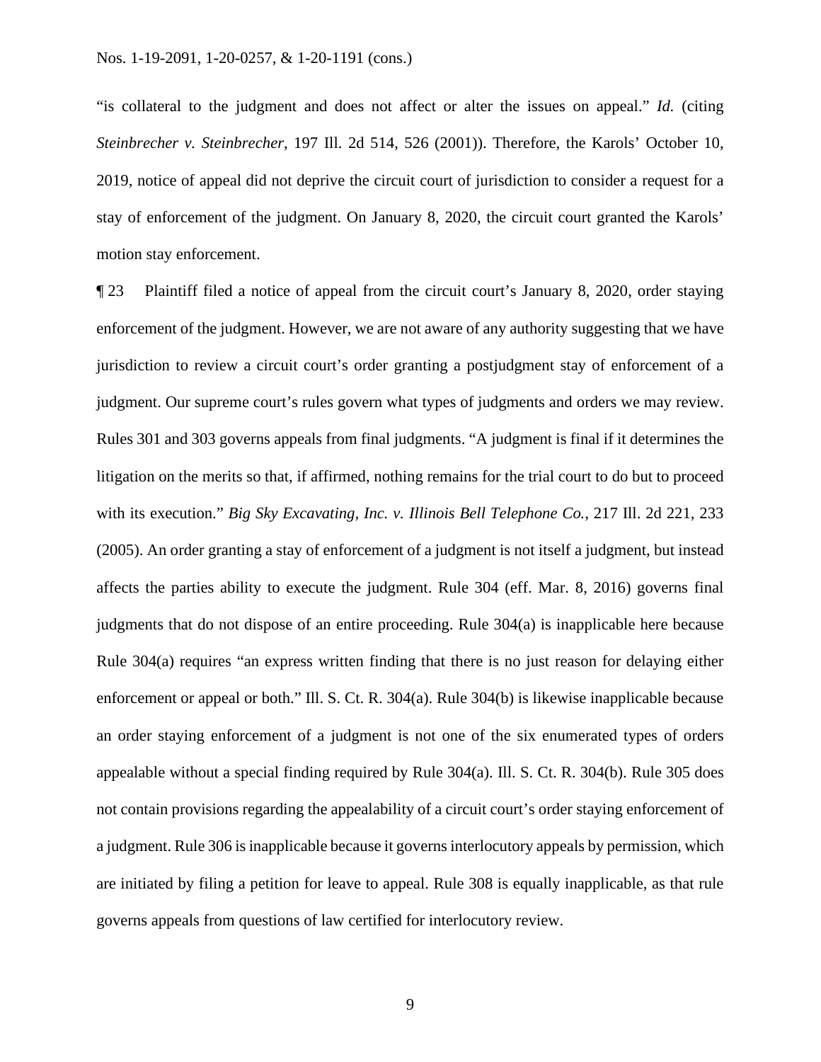"is collateral to the judgment and does not affect or alter the issues on appeal." *Id.* (citing *Steinbrecher v. Steinbrecher*, 197 Ill. 2d 514, 526 (2001)). Therefore, the Karols' October 10, 2019, notice of appeal did not deprive the circuit court of jurisdiction to consider a request for a stay of enforcement of the judgment. On January 8, 2020, the circuit court granted the Karols' motion stay enforcement.

¶ 23 Plaintiff filed a notice of appeal from the circuit court's January 8, 2020, order staying enforcement of the judgment. However, we are not aware of any authority suggesting that we have jurisdiction to review a circuit court's order granting a postjudgment stay of enforcement of a judgment. Our supreme court's rules govern what types of judgments and orders we may review. Rules 301 and 303 governs appeals from final judgments. "A judgment is final if it determines the litigation on the merits so that, if affirmed, nothing remains for the trial court to do but to proceed with its execution." *Big Sky Excavating, Inc. v. Illinois Bell Telephone Co.*, 217 Ill. 2d 221, 233 (2005). An order granting a stay of enforcement of a judgment is not itself a judgment, but instead affects the parties ability to execute the judgment. Rule 304 (eff. Mar. 8, 2016) governs final judgments that do not dispose of an entire proceeding. Rule 304(a) is inapplicable here because Rule 304(a) requires "an express written finding that there is no just reason for delaying either enforcement or appeal or both." Ill. S. Ct. R. 304(a). Rule 304(b) is likewise inapplicable because an order staying enforcement of a judgment is not one of the six enumerated types of orders appealable without a special finding required by Rule 304(a). Ill. S. Ct. R. 304(b). Rule 305 does not contain provisions regarding the appealability of a circuit court's order staying enforcement of a judgment. Rule 306 is inapplicable because it governs interlocutory appeals by permission, which are initiated by filing a petition for leave to appeal. Rule 308 is equally inapplicable, as that rule governs appeals from questions of law certified for interlocutory review.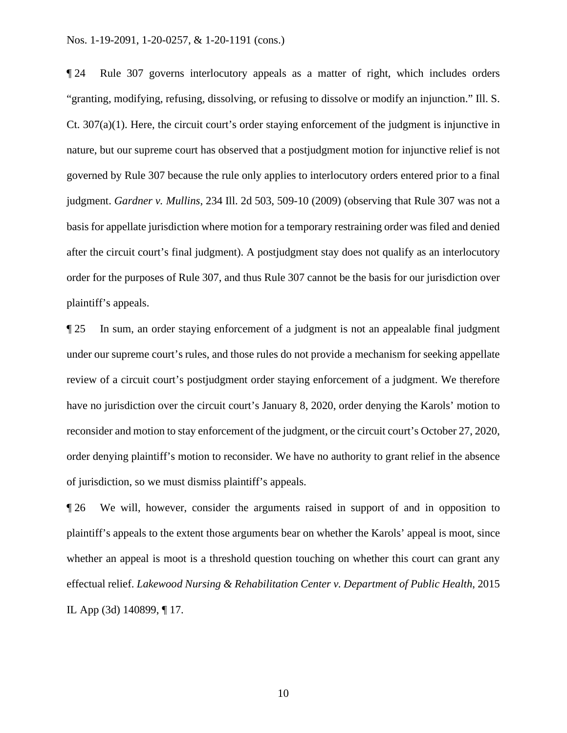¶ 24 Rule 307 governs interlocutory appeals as a matter of right, which includes orders "granting, modifying, refusing, dissolving, or refusing to dissolve or modify an injunction." Ill. S. Ct. 307(a)(1). Here, the circuit court's order staying enforcement of the judgment is injunctive in nature, but our supreme court has observed that a postjudgment motion for injunctive relief is not governed by Rule 307 because the rule only applies to interlocutory orders entered prior to a final judgment. *Gardner v. Mullins*, 234 Ill. 2d 503, 509-10 (2009) (observing that Rule 307 was not a basis for appellate jurisdiction where motion for a temporary restraining order was filed and denied after the circuit court's final judgment). A postjudgment stay does not qualify as an interlocutory order for the purposes of Rule 307, and thus Rule 307 cannot be the basis for our jurisdiction over plaintiff's appeals.

¶ 25 In sum, an order staying enforcement of a judgment is not an appealable final judgment under our supreme court's rules, and those rules do not provide a mechanism for seeking appellate review of a circuit court's postjudgment order staying enforcement of a judgment. We therefore have no jurisdiction over the circuit court's January 8, 2020, order denying the Karols' motion to reconsider and motion to stay enforcement of the judgment, or the circuit court's October 27, 2020, order denying plaintiff's motion to reconsider. We have no authority to grant relief in the absence of jurisdiction, so we must dismiss plaintiff's appeals.

¶ 26 We will, however, consider the arguments raised in support of and in opposition to plaintiff's appeals to the extent those arguments bear on whether the Karols' appeal is moot, since whether an appeal is moot is a threshold question touching on whether this court can grant any effectual relief. *Lakewood Nursing & Rehabilitation Center v. Department of Public Health*, 2015 IL App (3d) 140899, ¶ 17.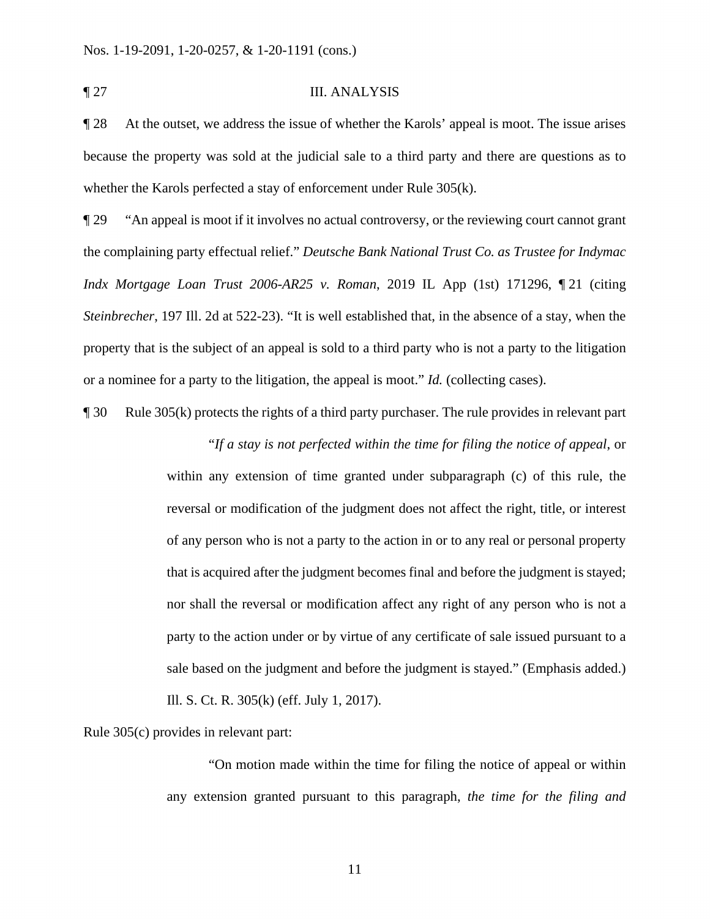¶ 27 III. ANALYSIS

¶ 28 At the outset, we address the issue of whether the Karols' appeal is moot. The issue arises because the property was sold at the judicial sale to a third party and there are questions as to whether the Karols perfected a stay of enforcement under Rule 305(k).

¶ 29 "An appeal is moot if it involves no actual controversy, or the reviewing court cannot grant the complaining party effectual relief." *Deutsche Bank National Trust Co. as Trustee for Indymac Indx Mortgage Loan Trust 2006-AR25 v. Roman*, 2019 IL App (1st) 171296, ¶ 21 (citing *Steinbrecher*, 197 Ill. 2d at 522-23). "It is well established that, in the absence of a stay, when the property that is the subject of an appeal is sold to a third party who is not a party to the litigation or a nominee for a party to the litigation, the appeal is moot." *Id.* (collecting cases).

¶ 30 Rule 305(k) protects the rights of a third party purchaser. The rule provides in relevant part

> "*If a stay is not perfected within the time for filing the notice of appeal*, or within any extension of time granted under subparagraph (c) of this rule, the reversal or modification of the judgment does not affect the right, title, or interest of any person who is not a party to the action in or to any real or personal property that is acquired after the judgment becomes final and before the judgment is stayed; nor shall the reversal or modification affect any right of any person who is not a party to the action under or by virtue of any certificate of sale issued pursuant to a sale based on the judgment and before the judgment is stayed." (Emphasis added.) Ill. S. Ct. R. 305(k) (eff. July 1, 2017).

Rule 305(c) provides in relevant part:

> "On motion made within the time for filing the notice of appeal or within any extension granted pursuant to this paragraph, *the time for the filing and*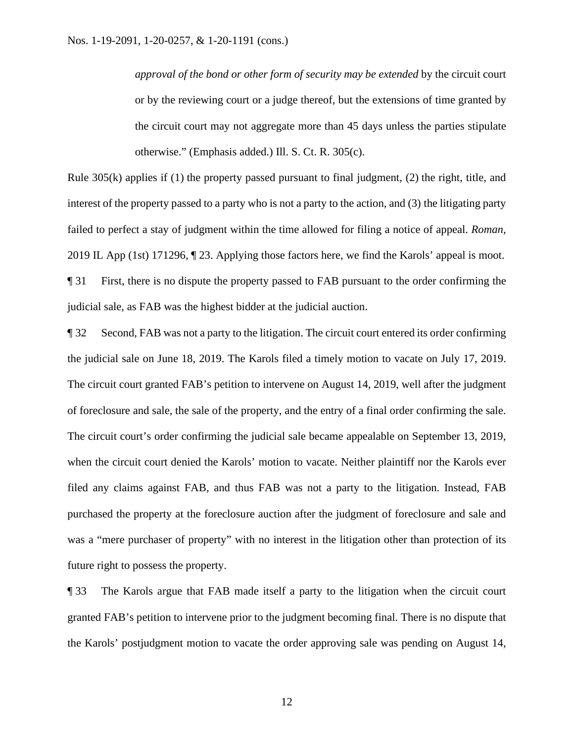> *approval of the bond or other form of security may be extended* by the circuit court or by the reviewing court or a judge thereof, but the extensions of time granted by the circuit court may not aggregate more than 45 days unless the parties stipulate otherwise." (Emphasis added.) Ill. S. Ct. R. 305(c).

Rule 305(k) applies if (1) the property passed pursuant to final judgment, (2) the right, title, and interest of the property passed to a party who is not a party to the action, and (3) the litigating party failed to perfect a stay of judgment within the time allowed for filing a notice of appeal. *Roman*, 2019 IL App (1st) 171296, ¶ 23. Applying those factors here, we find the Karols' appeal is moot.

¶ 31 First, there is no dispute the property passed to FAB pursuant to the order confirming the judicial sale, as FAB was the highest bidder at the judicial auction.

¶ 32 Second, FAB was not a party to the litigation. The circuit court entered its order confirming the judicial sale on June 18, 2019. The Karols filed a timely motion to vacate on July 17, 2019. The circuit court granted FAB's petition to intervene on August 14, 2019, well after the judgment of foreclosure and sale, the sale of the property, and the entry of a final order confirming the sale. The circuit court's order confirming the judicial sale became appealable on September 13, 2019, when the circuit court denied the Karols' motion to vacate. Neither plaintiff nor the Karols ever filed any claims against FAB, and thus FAB was not a party to the litigation. Instead, FAB purchased the property at the foreclosure auction after the judgment of foreclosure and sale and was a "mere purchaser of property" with no interest in the litigation other than protection of its future right to possess the property.

¶ 33 The Karols argue that FAB made itself a party to the litigation when the circuit court granted FAB's petition to intervene prior to the judgment becoming final. There is no dispute that the Karols' postjudgment motion to vacate the order approving sale was pending on August 14,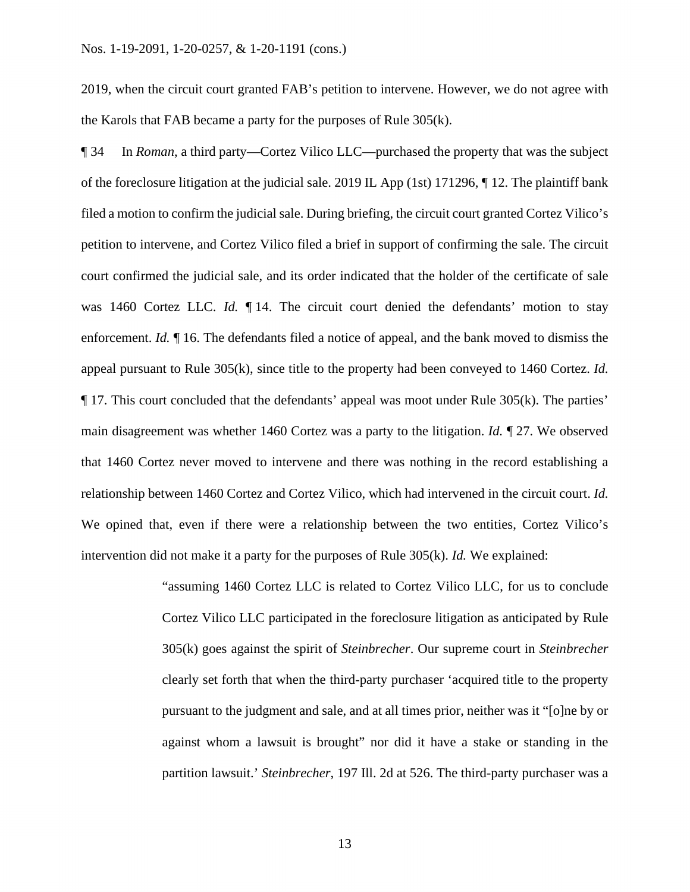2019, when the circuit court granted FAB's petition to intervene. However, we do not agree with the Karols that FAB became a party for the purposes of Rule 305(k).

¶ 34 In *Roman*, a third party—Cortez Vilico LLC—purchased the property that was the subject of the foreclosure litigation at the judicial sale. 2019 IL App (1st) 171296, ¶ 12. The plaintiff bank filed a motion to confirm the judicial sale. During briefing, the circuit court granted Cortez Vilico's petition to intervene, and Cortez Vilico filed a brief in support of confirming the sale. The circuit court confirmed the judicial sale, and its order indicated that the holder of the certificate of sale was 1460 Cortez LLC. *Id.* ¶ 14. The circuit court denied the defendants' motion to stay enforcement. *Id.* ¶ 16. The defendants filed a notice of appeal, and the bank moved to dismiss the appeal pursuant to Rule 305(k), since title to the property had been conveyed to 1460 Cortez. *Id.* ¶ 17. This court concluded that the defendants' appeal was moot under Rule 305(k). The parties' main disagreement was whether 1460 Cortez was a party to the litigation. *Id.* ¶ 27. We observed that 1460 Cortez never moved to intervene and there was nothing in the record establishing a relationship between 1460 Cortez and Cortez Vilico, which had intervened in the circuit court. *Id.* We opined that, even if there were a relationship between the two entities, Cortez Vilico's intervention did not make it a party for the purposes of Rule 305(k). *Id.* We explained:

> "assuming 1460 Cortez LLC is related to Cortez Vilico LLC, for us to conclude Cortez Vilico LLC participated in the foreclosure litigation as anticipated by Rule 305(k) goes against the spirit of *Steinbrecher*. Our supreme court in *Steinbrecher* clearly set forth that when the third-party purchaser 'acquired title to the property pursuant to the judgment and sale, and at all times prior, neither was it "[o]ne by or against whom a lawsuit is brought" nor did it have a stake or standing in the partition lawsuit.' *Steinbrecher*, 197 Ill. 2d at 526. The third-party purchaser was a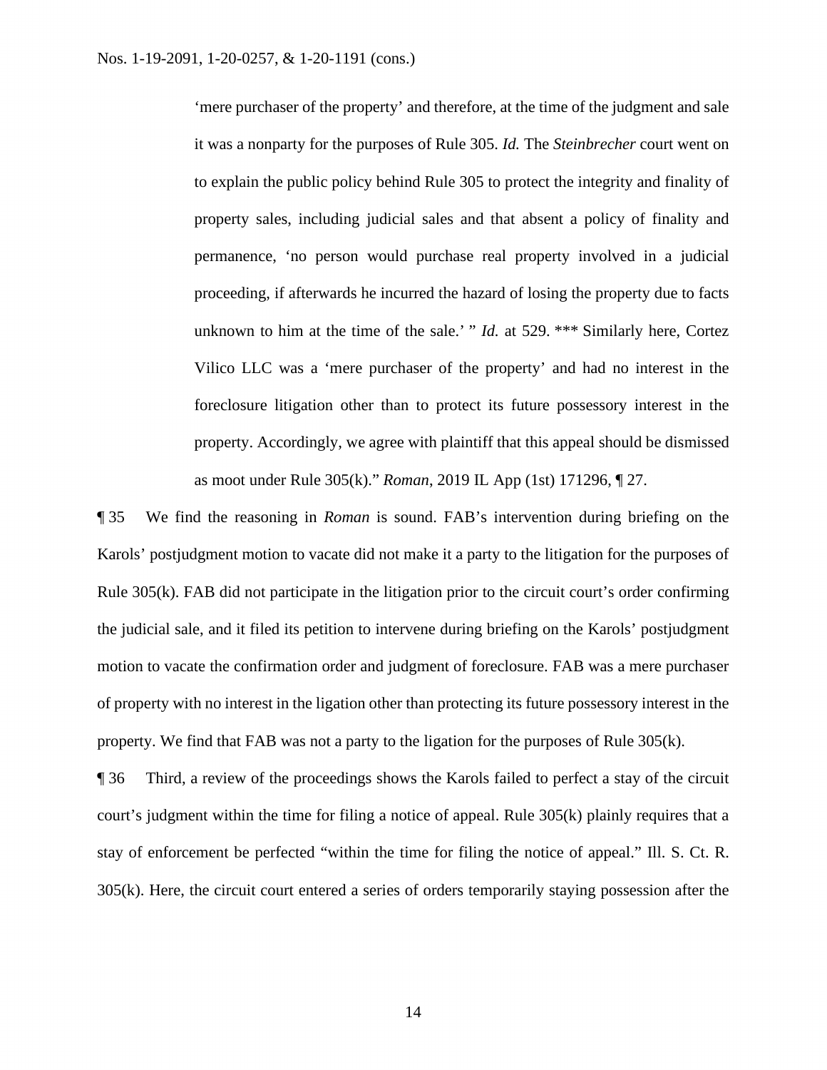> 'mere purchaser of the property' and therefore, at the time of the judgment and sale it was a nonparty for the purposes of Rule 305. *Id.* The *Steinbrecher* court went on to explain the public policy behind Rule 305 to protect the integrity and finality of property sales, including judicial sales and that absent a policy of finality and permanence, 'no person would purchase real property involved in a judicial proceeding, if afterwards he incurred the hazard of losing the property due to facts unknown to him at the time of the sale.' " *Id.* at 529. *** Similarly here, Cortez Vilico LLC was a 'mere purchaser of the property' and had no interest in the foreclosure litigation other than to protect its future possessory interest in the property. Accordingly, we agree with plaintiff that this appeal should be dismissed as moot under Rule 305(k)." *Roman*, 2019 IL App (1st) 171296, ¶ 27.

¶ 35 We find the reasoning in *Roman* is sound. FAB's intervention during briefing on the Karols' postjudgment motion to vacate did not make it a party to the litigation for the purposes of Rule 305(k). FAB did not participate in the litigation prior to the circuit court's order confirming the judicial sale, and it filed its petition to intervene during briefing on the Karols' postjudgment motion to vacate the confirmation order and judgment of foreclosure. FAB was a mere purchaser of property with no interest in the ligation other than protecting its future possessory interest in the property. We find that FAB was not a party to the ligation for the purposes of Rule 305(k).

¶ 36 Third, a review of the proceedings shows the Karols failed to perfect a stay of the circuit court's judgment within the time for filing a notice of appeal. Rule 305(k) plainly requires that a stay of enforcement be perfected "within the time for filing the notice of appeal." Ill. S. Ct. R. 305(k). Here, the circuit court entered a series of orders temporarily staying possession after the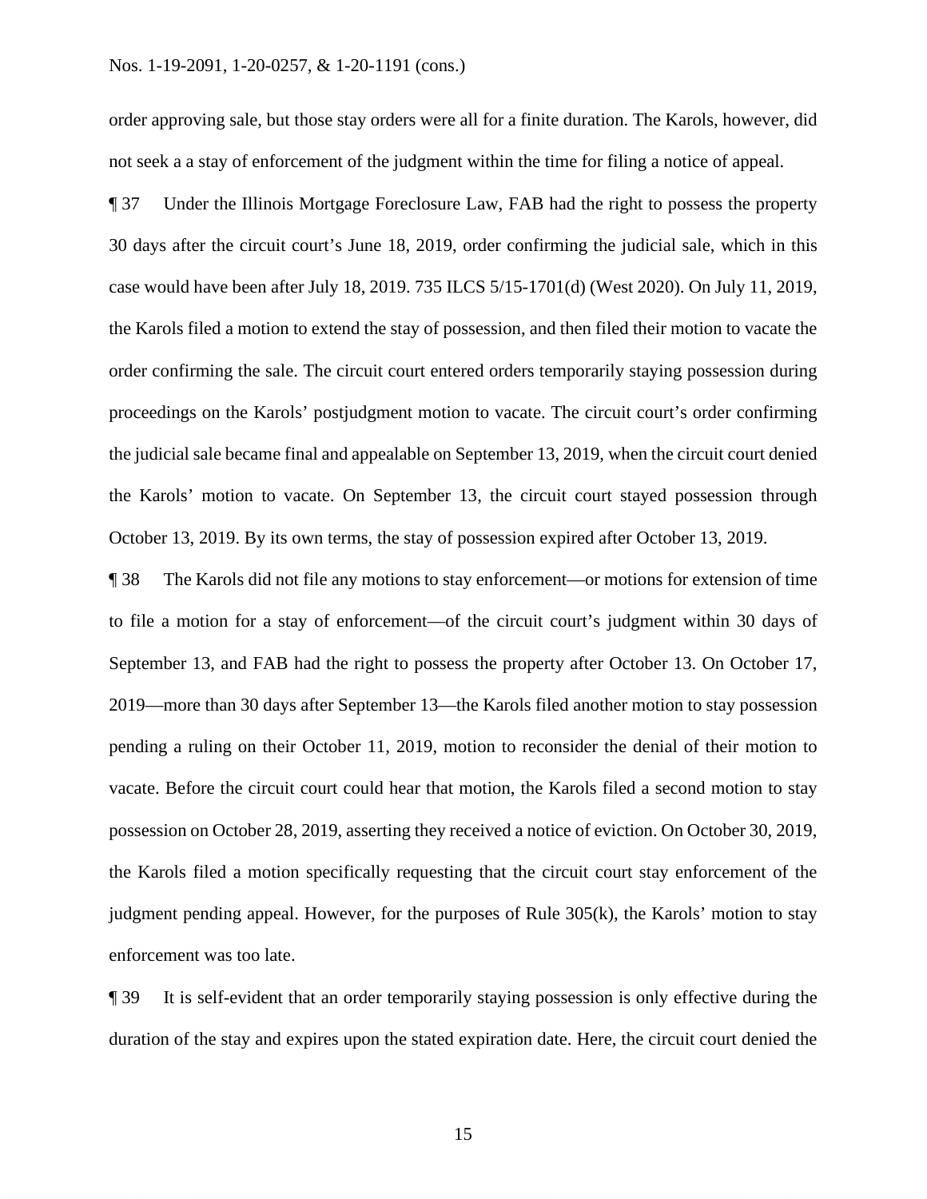order approving sale, but those stay orders were all for a finite duration. The Karols, however, did not seek a a stay of enforcement of the judgment within the time for filing a notice of appeal.

¶ 37 Under the Illinois Mortgage Foreclosure Law, FAB had the right to possess the property 30 days after the circuit court's June 18, 2019, order confirming the judicial sale, which in this case would have been after July 18, 2019. 735 ILCS 5/15-1701(d) (West 2020). On July 11, 2019, the Karols filed a motion to extend the stay of possession, and then filed their motion to vacate the order confirming the sale. The circuit court entered orders temporarily staying possession during proceedings on the Karols' postjudgment motion to vacate. The circuit court's order confirming the judicial sale became final and appealable on September 13, 2019, when the circuit court denied the Karols' motion to vacate. On September 13, the circuit court stayed possession through October 13, 2019. By its own terms, the stay of possession expired after October 13, 2019.

¶ 38 The Karols did not file any motions to stay enforcement—or motions for extension of time to file a motion for a stay of enforcement—of the circuit court's judgment within 30 days of September 13, and FAB had the right to possess the property after October 13. On October 17, 2019—more than 30 days after September 13—the Karols filed another motion to stay possession pending a ruling on their October 11, 2019, motion to reconsider the denial of their motion to vacate. Before the circuit court could hear that motion, the Karols filed a second motion to stay possession on October 28, 2019, asserting they received a notice of eviction. On October 30, 2019, the Karols filed a motion specifically requesting that the circuit court stay enforcement of the judgment pending appeal. However, for the purposes of Rule 305(k), the Karols' motion to stay enforcement was too late.

¶ 39 It is self-evident that an order temporarily staying possession is only effective during the duration of the stay and expires upon the stated expiration date. Here, the circuit court denied the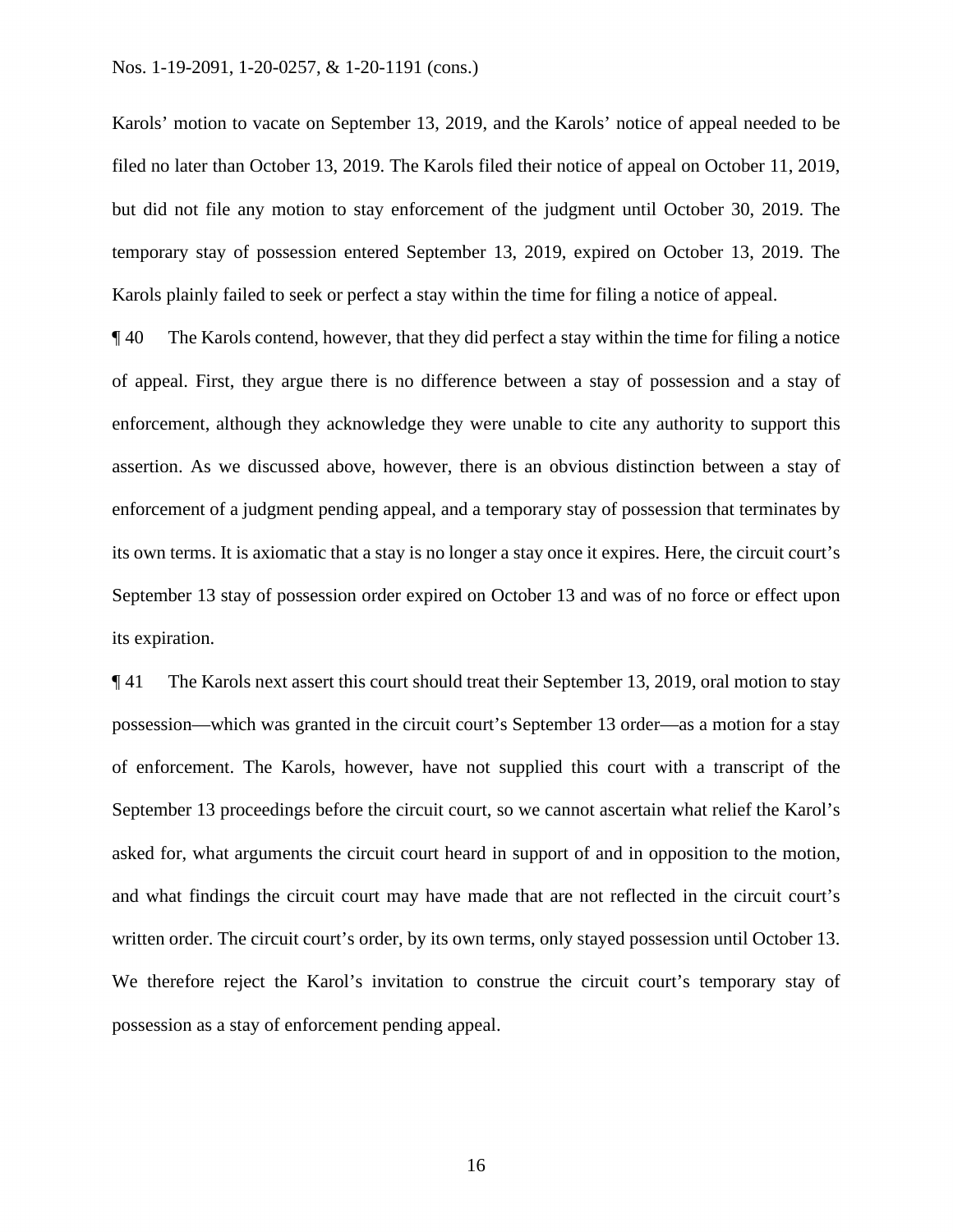Karols' motion to vacate on September 13, 2019, and the Karols' notice of appeal needed to be filed no later than October 13, 2019. The Karols filed their notice of appeal on October 11, 2019, but did not file any motion to stay enforcement of the judgment until October 30, 2019. The temporary stay of possession entered September 13, 2019, expired on October 13, 2019. The Karols plainly failed to seek or perfect a stay within the time for filing a notice of appeal.

¶ 40 The Karols contend, however, that they did perfect a stay within the time for filing a notice of appeal. First, they argue there is no difference between a stay of possession and a stay of enforcement, although they acknowledge they were unable to cite any authority to support this assertion. As we discussed above, however, there is an obvious distinction between a stay of enforcement of a judgment pending appeal, and a temporary stay of possession that terminates by its own terms. It is axiomatic that a stay is no longer a stay once it expires. Here, the circuit court's September 13 stay of possession order expired on October 13 and was of no force or effect upon its expiration.

¶ 41 The Karols next assert this court should treat their September 13, 2019, oral motion to stay possession—which was granted in the circuit court's September 13 order—as a motion for a stay of enforcement. The Karols, however, have not supplied this court with a transcript of the September 13 proceedings before the circuit court, so we cannot ascertain what relief the Karol's asked for, what arguments the circuit court heard in support of and in opposition to the motion, and what findings the circuit court may have made that are not reflected in the circuit court's written order. The circuit court's order, by its own terms, only stayed possession until October 13. We therefore reject the Karol's invitation to construe the circuit court's temporary stay of possession as a stay of enforcement pending appeal.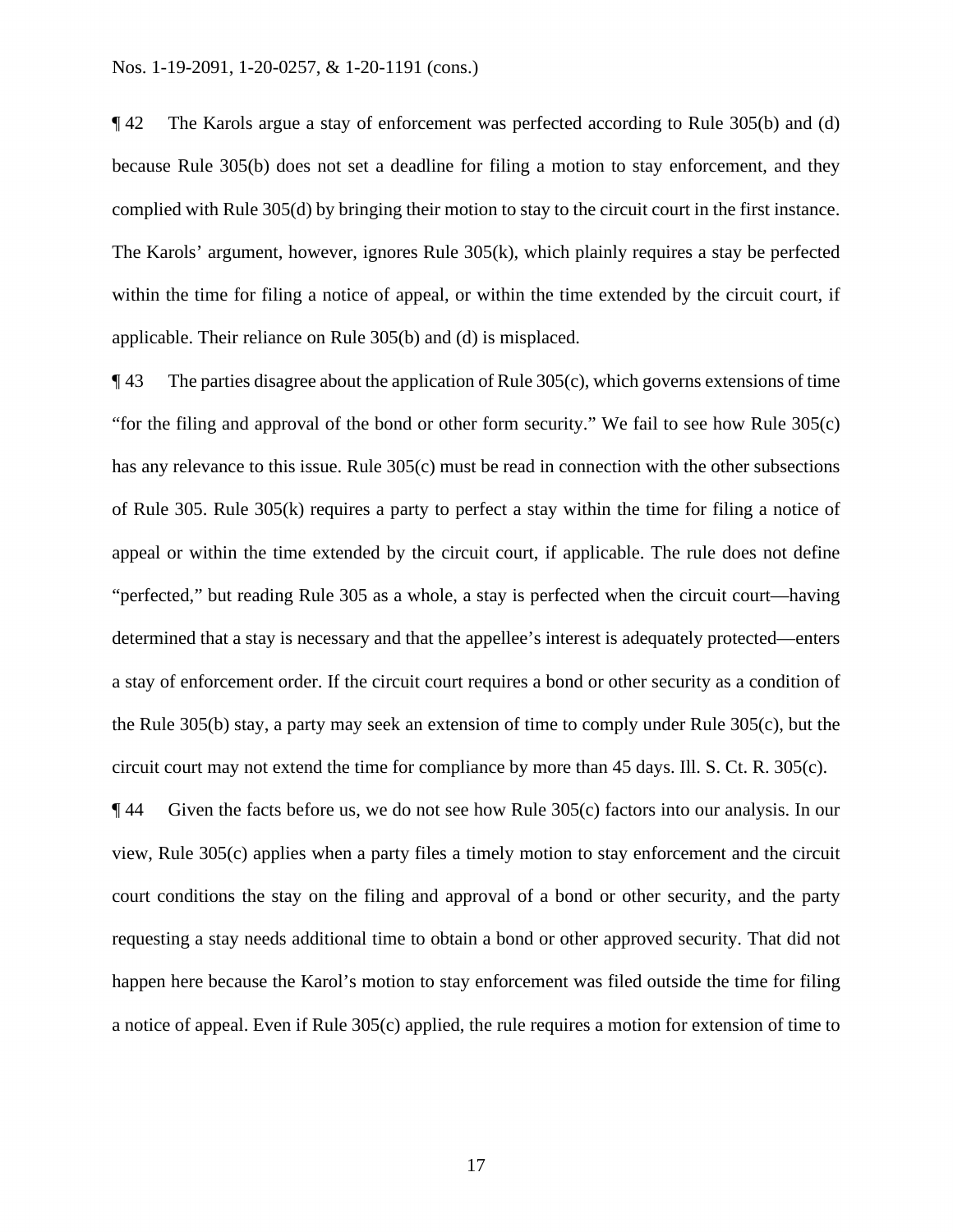¶ 42 The Karols argue a stay of enforcement was perfected according to Rule 305(b) and (d) because Rule 305(b) does not set a deadline for filing a motion to stay enforcement, and they complied with Rule 305(d) by bringing their motion to stay to the circuit court in the first instance. The Karols' argument, however, ignores Rule 305(k), which plainly requires a stay be perfected within the time for filing a notice of appeal, or within the time extended by the circuit court, if applicable. Their reliance on Rule 305(b) and (d) is misplaced.

¶ 43 The parties disagree about the application of Rule 305(c), which governs extensions of time "for the filing and approval of the bond or other form security." We fail to see how Rule 305(c) has any relevance to this issue. Rule 305(c) must be read in connection with the other subsections of Rule 305. Rule 305(k) requires a party to perfect a stay within the time for filing a notice of appeal or within the time extended by the circuit court, if applicable. The rule does not define "perfected," but reading Rule 305 as a whole, a stay is perfected when the circuit court—having determined that a stay is necessary and that the appellee's interest is adequately protected—enters a stay of enforcement order. If the circuit court requires a bond or other security as a condition of the Rule 305(b) stay, a party may seek an extension of time to comply under Rule 305(c), but the circuit court may not extend the time for compliance by more than 45 days. Ill. S. Ct. R. 305(c).

¶ 44 Given the facts before us, we do not see how Rule 305(c) factors into our analysis. In our view, Rule 305(c) applies when a party files a timely motion to stay enforcement and the circuit court conditions the stay on the filing and approval of a bond or other security, and the party requesting a stay needs additional time to obtain a bond or other approved security. That did not happen here because the Karol's motion to stay enforcement was filed outside the time for filing a notice of appeal. Even if Rule 305(c) applied, the rule requires a motion for extension of time to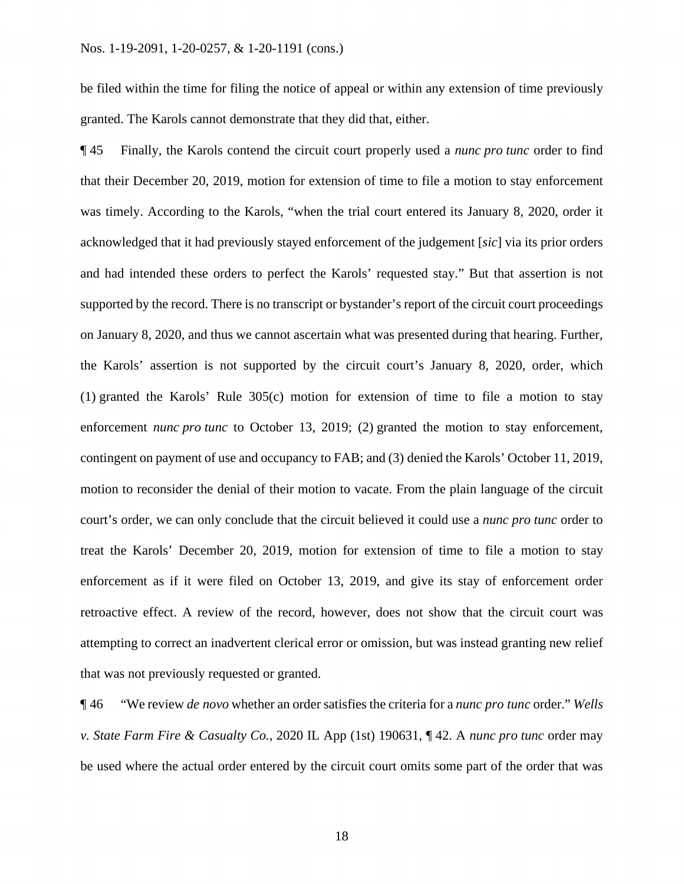be filed within the time for filing the notice of appeal or within any extension of time previously granted. The Karols cannot demonstrate that they did that, either.

¶ 45 Finally, the Karols contend the circuit court properly used a *nunc pro tunc* order to find that their December 20, 2019, motion for extension of time to file a motion to stay enforcement was timely. According to the Karols, "when the trial court entered its January 8, 2020, order it acknowledged that it had previously stayed enforcement of the judgement [*sic*] via its prior orders and had intended these orders to perfect the Karols' requested stay." But that assertion is not supported by the record. There is no transcript or bystander's report of the circuit court proceedings on January 8, 2020, and thus we cannot ascertain what was presented during that hearing. Further, the Karols' assertion is not supported by the circuit court's January 8, 2020, order, which (1) granted the Karols' Rule 305(c) motion for extension of time to file a motion to stay enforcement *nunc pro tunc* to October 13, 2019; (2) granted the motion to stay enforcement, contingent on payment of use and occupancy to FAB; and (3) denied the Karols' October 11, 2019, motion to reconsider the denial of their motion to vacate. From the plain language of the circuit court's order, we can only conclude that the circuit believed it could use a *nunc pro tunc* order to treat the Karols' December 20, 2019, motion for extension of time to file a motion to stay enforcement as if it were filed on October 13, 2019, and give its stay of enforcement order retroactive effect. A review of the record, however, does not show that the circuit court was attempting to correct an inadvertent clerical error or omission, but was instead granting new relief that was not previously requested or granted.

¶ 46 "We review *de novo* whether an order satisfies the criteria for a *nunc pro tunc* order." *Wells v. State Farm Fire & Casualty Co.*, 2020 IL App (1st) 190631, ¶ 42. A *nunc pro tunc* order may be used where the actual order entered by the circuit court omits some part of the order that was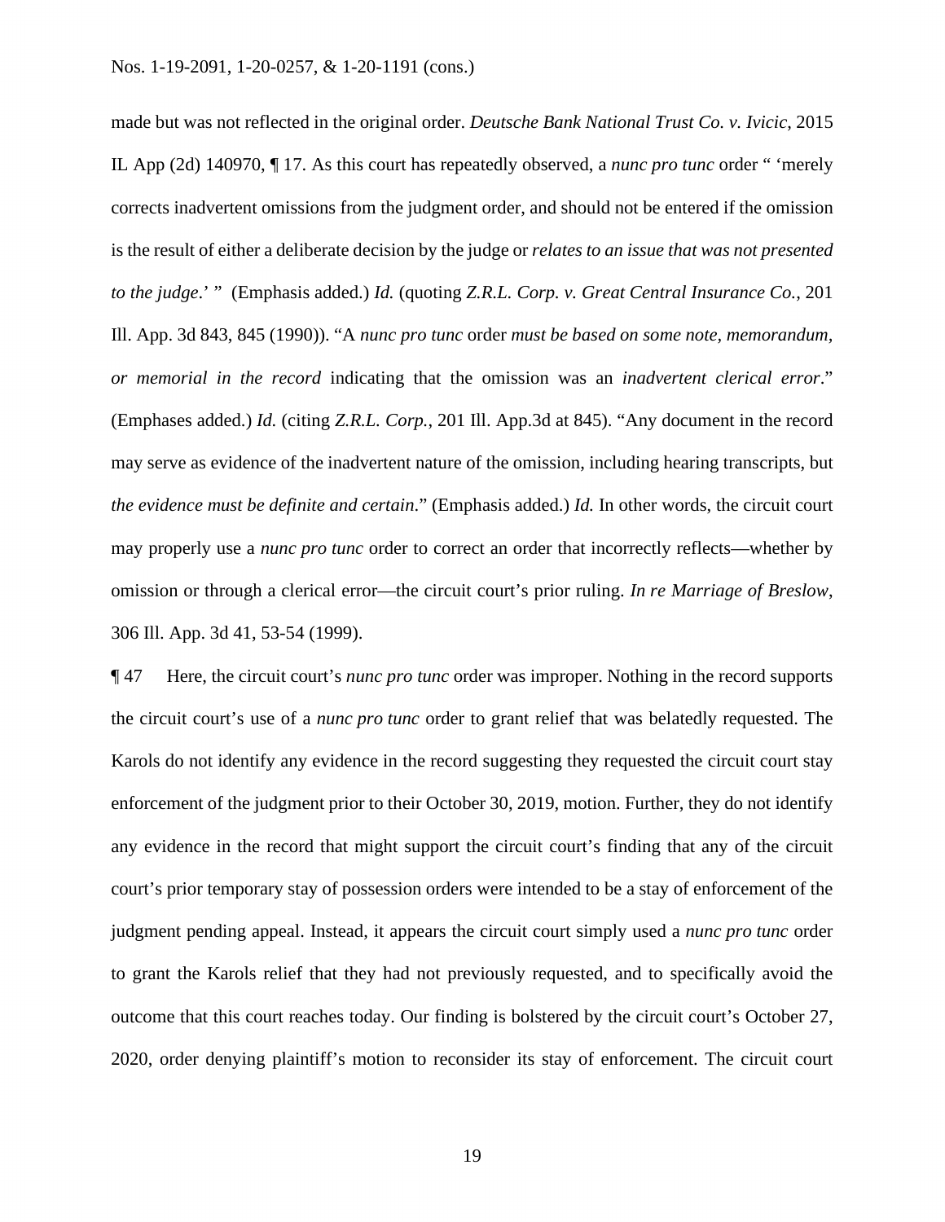made but was not reflected in the original order. *Deutsche Bank National Trust Co. v. Ivicic*, 2015 IL App (2d) 140970, ¶ 17. As this court has repeatedly observed, a *nunc pro tunc* order " 'merely corrects inadvertent omissions from the judgment order, and should not be entered if the omission is the result of either a deliberate decision by the judge or *relates to an issue that was not presented to the judge*.' " (Emphasis added.) *Id.* (quoting *Z.R.L. Corp. v. Great Central Insurance Co.*, 201 Ill. App. 3d 843, 845 (1990)). "A *nunc pro tunc* order *must be based on some note, memorandum, or memorial in the record* indicating that the omission was an *inadvertent clerical error*." (Emphases added.) *Id.* (citing *Z.R.L. Corp.*, 201 Ill. App.3d at 845). "Any document in the record may serve as evidence of the inadvertent nature of the omission, including hearing transcripts, but *the evidence must be definite and certain*." (Emphasis added.) *Id.* In other words, the circuit court may properly use a *nunc pro tunc* order to correct an order that incorrectly reflects—whether by omission or through a clerical error—the circuit court's prior ruling. *In re Marriage of Breslow*, 306 Ill. App. 3d 41, 53-54 (1999).

¶ 47 Here, the circuit court's *nunc pro tunc* order was improper. Nothing in the record supports the circuit court's use of a *nunc pro tunc* order to grant relief that was belatedly requested. The Karols do not identify any evidence in the record suggesting they requested the circuit court stay enforcement of the judgment prior to their October 30, 2019, motion. Further, they do not identify any evidence in the record that might support the circuit court's finding that any of the circuit court's prior temporary stay of possession orders were intended to be a stay of enforcement of the judgment pending appeal. Instead, it appears the circuit court simply used a *nunc pro tunc* order to grant the Karols relief that they had not previously requested, and to specifically avoid the outcome that this court reaches today. Our finding is bolstered by the circuit court's October 27, 2020, order denying plaintiff's motion to reconsider its stay of enforcement. The circuit court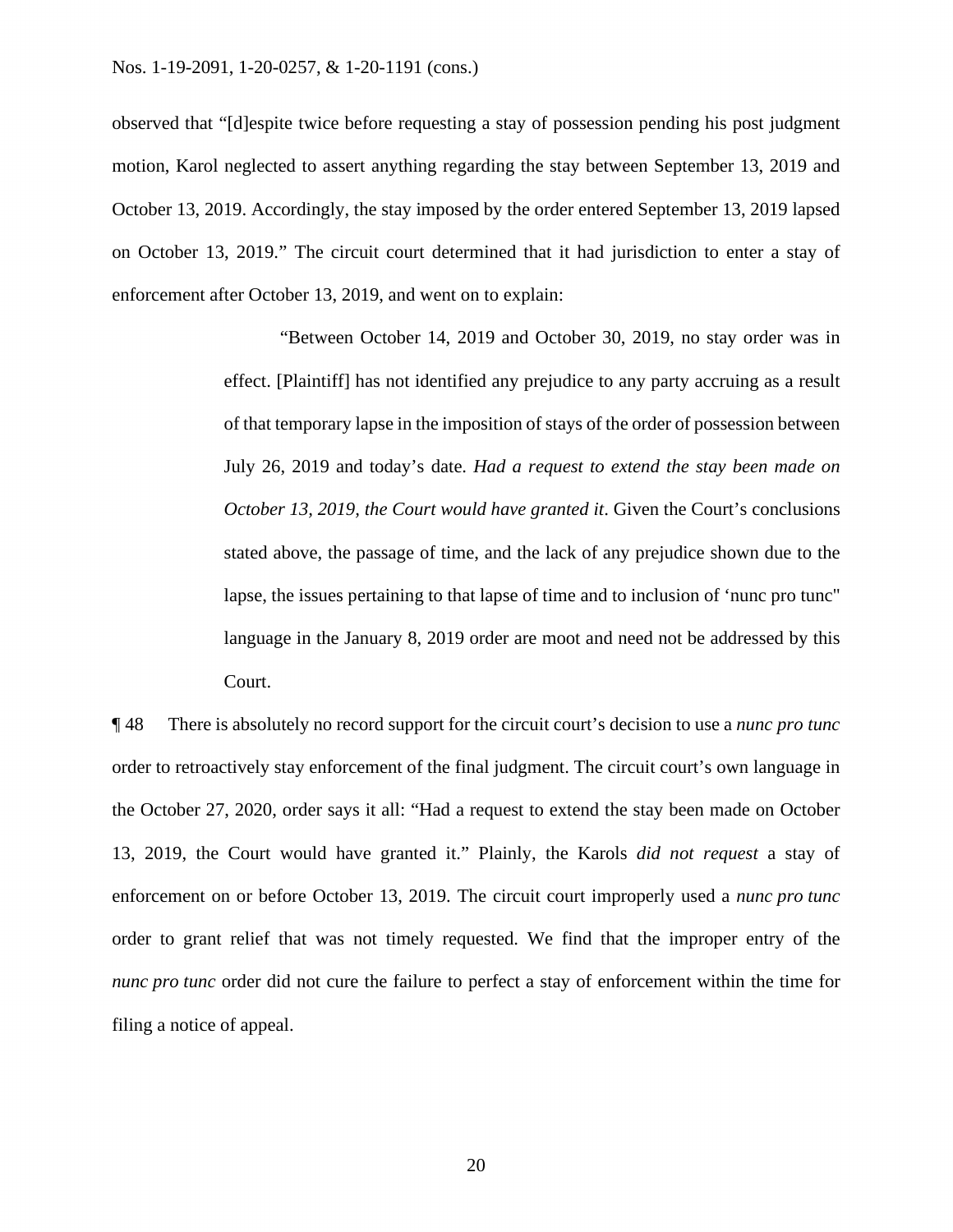observed that "[d]espite twice before requesting a stay of possession pending his post judgment motion, Karol neglected to assert anything regarding the stay between September 13, 2019 and October 13, 2019. Accordingly, the stay imposed by the order entered September 13, 2019 lapsed on October 13, 2019." The circuit court determined that it had jurisdiction to enter a stay of enforcement after October 13, 2019, and went on to explain:

> "Between October 14, 2019 and October 30, 2019, no stay order was in effect. [Plaintiff] has not identified any prejudice to any party accruing as a result of that temporary lapse in the imposition of stays of the order of possession between July 26, 2019 and today's date. *Had a request to extend the stay been made on October 13, 2019, the Court would have granted it*. Given the Court's conclusions stated above, the passage of time, and the lack of any prejudice shown due to the lapse, the issues pertaining to that lapse of time and to inclusion of 'nunc pro tunc" language in the January 8, 2019 order are moot and need not be addressed by this Court.

¶ 48 There is absolutely no record support for the circuit court's decision to use a *nunc pro tunc* order to retroactively stay enforcement of the final judgment. The circuit court's own language in the October 27, 2020, order says it all: "Had a request to extend the stay been made on October 13, 2019, the Court would have granted it." Plainly, the Karols *did not request* a stay of enforcement on or before October 13, 2019. The circuit court improperly used a *nunc pro tunc* order to grant relief that was not timely requested. We find that the improper entry of the *nunc pro tunc* order did not cure the failure to perfect a stay of enforcement within the time for filing a notice of appeal.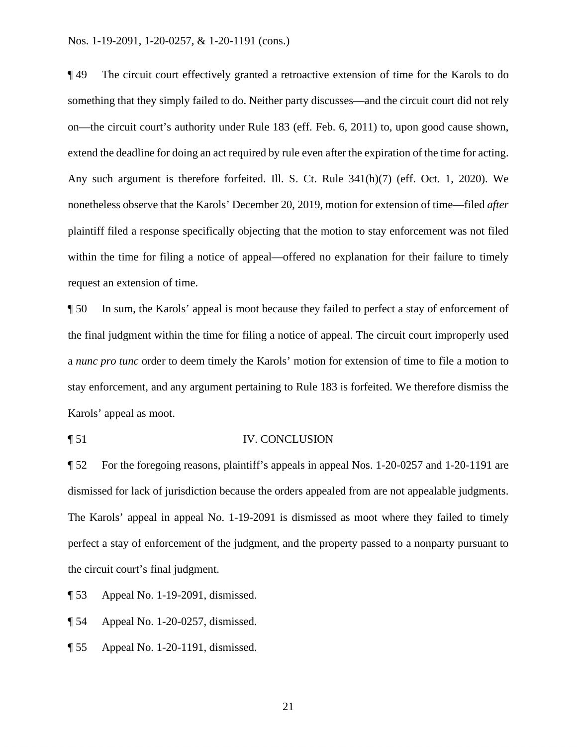¶ 49 The circuit court effectively granted a retroactive extension of time for the Karols to do something that they simply failed to do. Neither party discusses—and the circuit court did not rely on—the circuit court's authority under Rule 183 (eff. Feb. 6, 2011) to, upon good cause shown, extend the deadline for doing an act required by rule even after the expiration of the time for acting. Any such argument is therefore forfeited. Ill. S. Ct. Rule 341(h)(7) (eff. Oct. 1, 2020). We nonetheless observe that the Karols' December 20, 2019, motion for extension of time—filed *after* plaintiff filed a response specifically objecting that the motion to stay enforcement was not filed within the time for filing a notice of appeal—offered no explanation for their failure to timely request an extension of time.

¶ 50 In sum, the Karols' appeal is moot because they failed to perfect a stay of enforcement of the final judgment within the time for filing a notice of appeal. The circuit court improperly used a *nunc pro tunc* order to deem timely the Karols' motion for extension of time to file a motion to stay enforcement, and any argument pertaining to Rule 183 is forfeited. We therefore dismiss the Karols' appeal as moot.

## ¶ 51 IV. CONCLUSION

¶ 52 For the foregoing reasons, plaintiff's appeals in appeal Nos. 1-20-0257 and 1-20-1191 are dismissed for lack of jurisdiction because the orders appealed from are not appealable judgments. The Karols' appeal in appeal No. 1-19-2091 is dismissed as moot where they failed to timely perfect a stay of enforcement of the judgment, and the property passed to a nonparty pursuant to the circuit court's final judgment.

¶ 53 Appeal No. 1-19-2091, dismissed.

¶ 54 Appeal No. 1-20-0257, dismissed.

¶ 55 Appeal No. 1-20-1191, dismissed.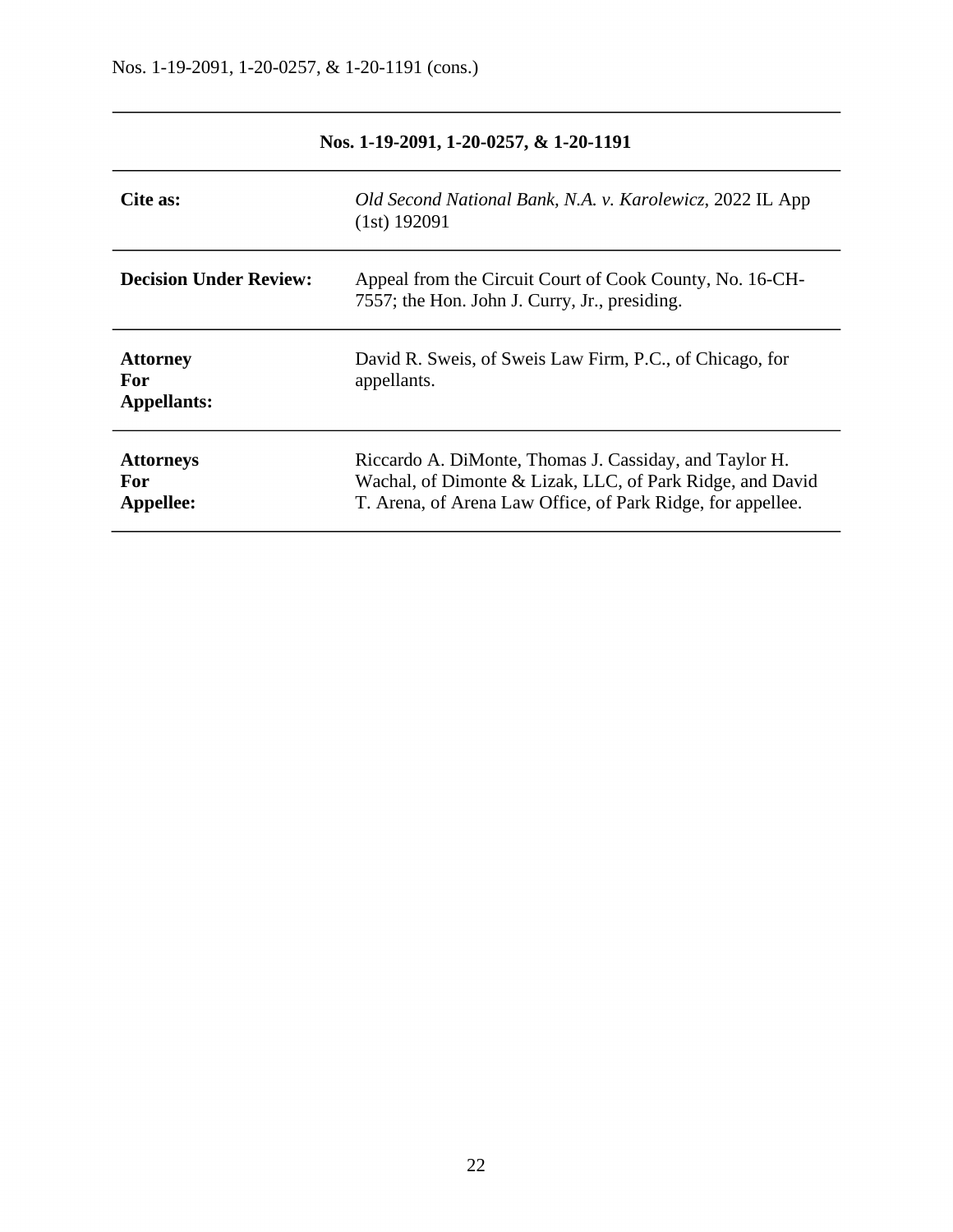**Nos. 1-19-2091, 1-20-0257, & 1-20-1191**

| | |
|---|---|
| **Cite as:** | *Old Second National Bank, N.A. v. Karolewicz*, 2022 IL App (1st) 192091 |
| **Decision Under Review:** | Appeal from the Circuit Court of Cook County, No. 16-CH-7557; the Hon. John J. Curry, Jr., presiding. |
| **Attorney For Appellants:** | David R. Sweis, of Sweis Law Firm, P.C., of Chicago, for appellants. |
| **Attorneys For Appellee:** | Riccardo A. DiMonte, Thomas J. Cassiday, and Taylor H. Wachal, of Dimonte & Lizak, LLC, of Park Ridge, and David T. Arena, of Arena Law Office, of Park Ridge, for appellee. |